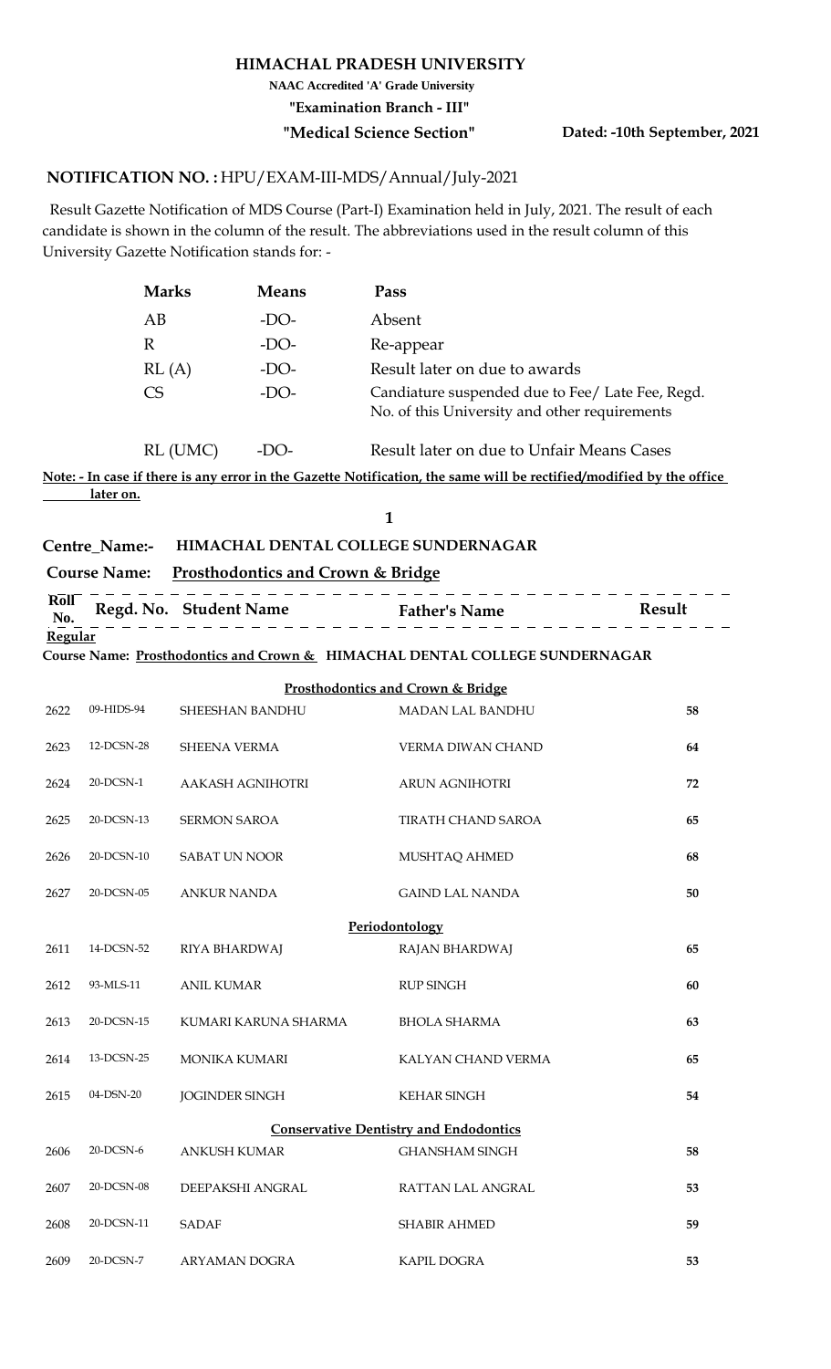# HIMACHAL PRADESH UNIVERSITY

**NAAC Accredited 'A' Grade University**

**"Examination Branch - III"**

**"Medical Science Section"** **Dated: -10th September, 2021**

**NOTIFICATION NO. :** HPU/EXAM-III-MDS/Annual/July-2021

Result Gazette Notification of MDS Course (Part-I) Examination held in July, 2021. The result of each candidate is shown in the column of the result. The abbreviations used in the result column of this University Gazette Notification stands for: -

| | | |
|---|---|---|
| **Marks** | **Means** | **Pass** |
| AB | -DO- | Absent |
| R | -DO- | Re-appear |
| RL (A) | -DO- | Result later on due to awards |
| CS | -DO- | Candiature suspended due to Fee/ Late Fee, Regd. No. of this University and other requirements |
| RL (UMC) | -DO- | Result later on due to Unfair Means Cases |

**Note: - In case if there is any error in the Gazette Notification, the same will be rectified/modified by the office later on.**

**Centre_Name:- HIMACHAL DENTAL COLLEGE SUNDERNAGAR**

**Course Name: Prosthodontics and Crown & Bridge**

**Regular**

**Course Name: Prosthodontics and Crown & HIMACHAL DENTAL COLLEGE SUNDERNAGAR**

| Roll No. | Regd. No. | Student Name | Father's Name | Result |
|---|---|---|---|---|
| | | | **Prosthodontics and Crown & Bridge** | |
| 2622 | 09-HIDS-94 | SHEESHAN BANDHU | MADAN LAL BANDHU | **58** |
| 2623 | 12-DCSN-28 | SHEENA VERMA | VERMA DIWAN CHAND | **64** |
| 2624 | 20-DCSN-1 | AAKASH AGNIHOTRI | ARUN AGNIHOTRI | **72** |
| 2625 | 20-DCSN-13 | SERMON SAROA | TIRATH CHAND SAROA | **65** |
| 2626 | 20-DCSN-10 | SABAT UN NOOR | MUSHTAQ AHMED | **68** |
| 2627 | 20-DCSN-05 | ANKUR NANDA | GAIND LAL NANDA | **50** |
| | | | **Periodontology** | |
| 2611 | 14-DCSN-52 | RIYA BHARDWAJ | RAJAN BHARDWAJ | **65** |
| 2612 | 93-MLS-11 | ANIL KUMAR | RUP SINGH | **60** |
| 2613 | 20-DCSN-15 | KUMARI KARUNA SHARMA | BHOLA SHARMA | **63** |
| 2614 | 13-DCSN-25 | MONIKA KUMARI | KALYAN CHAND VERMA | **65** |
| 2615 | 04-DSN-20 | JOGINDER SINGH | KEHAR SINGH | **54** |
| | | | **Conservative Dentistry and Endodontics** | |
| 2606 | 20-DCSN-6 | ANKUSH KUMAR | GHANSHAM SINGH | **58** |
| 2607 | 20-DCSN-08 | DEEPAKSHI ANGRAL | RATTAN LAL ANGRAL | **53** |
| 2608 | 20-DCSN-11 | SADAF | SHABIR AHMED | **59** |
| 2609 | 20-DCSN-7 | ARYAMAN DOGRA | KAPIL DOGRA | **53** |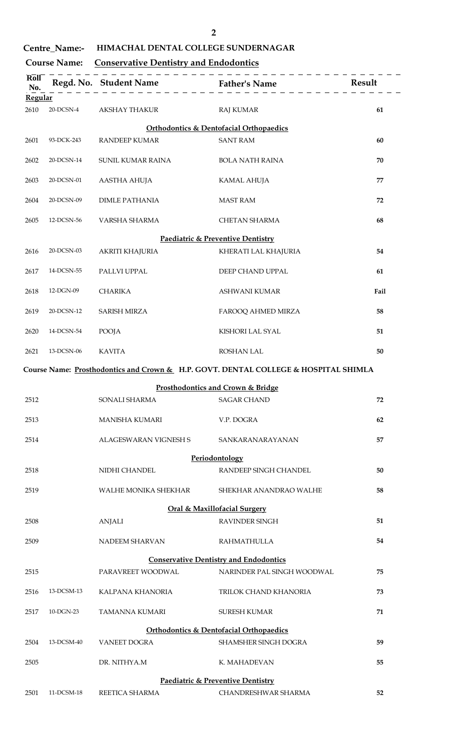**Centre_Name:-** **HIMACHAL DENTAL COLLEGE SUNDERNAGAR**

**Course Name:** **Conservative Dentistry and Endodontics**

| Roll No. | Regd. No. | Student Name | Father's Name | Result |
|---|---|---|---|---|
| **Regular** | | | | |
| 2610 | 20-DCSN-4 | AKSHAY THAKUR | RAJ KUMAR | 61 |
| | | | **Orthodontics & Dentofacial Orthopaedics** | |
| 2601 | 93-DCK-243 | RANDEEP KUMAR | SANT RAM | 60 |
| 2602 | 20-DCSN-14 | SUNIL KUMAR RAINA | BOLA NATH RAINA | 70 |
| 2603 | 20-DCSN-01 | AASTHA AHUJA | KAMAL AHUJA | 77 |
| 2604 | 20-DCSN-09 | DIMLE PATHANIA | MAST RAM | 72 |
| 2605 | 12-DCSN-56 | VARSHA SHARMA | CHETAN SHARMA | 68 |
| | | | **Paediatric & Preventive Dentistry** | |
| 2616 | 20-DCSN-03 | AKRITI KHAJURIA | KHERATI LAL KHAJURIA | 54 |
| 2617 | 14-DCSN-55 | PALLVI UPPAL | DEEP CHAND UPPAL | 61 |
| 2618 | 12-DGN-09 | CHARIKA | ASHWANI KUMAR | Fail |
| 2619 | 20-DCSN-12 | SARISH MIRZA | FAROOQ AHMED MIRZA | 58 |
| 2620 | 14-DCSN-54 | POOJA | KISHORI LAL SYAL | 51 |
| 2621 | 13-DCSN-06 | KAVITA | ROSHAN LAL | 50 |

**Course Name: Prosthodontics and Crown & H.P. GOVT. DENTAL COLLEGE & HOSPITAL SHIMLA**

| Roll No. | Regd. No. | Student Name | Father's Name | Result |
|---|---|---|---|---|
| | | | **Prosthodontics and Crown & Bridge** | |
| 2512 | | SONALI SHARMA | SAGAR CHAND | 72 |
| 2513 | | MANISHA KUMARI | V.P. DOGRA | 62 |
| 2514 | | ALAGESWARAN VIGNESH S | SANKARANARAYANAN | 57 |
| | | | **Periodontology** | |
| 2518 | | NIDHI CHANDEL | RANDEEP SINGH CHANDEL | 50 |
| 2519 | | WALHE MONIKA SHEKHAR | SHEKHAR ANANDRAO WALHE | 58 |
| | | | **Oral & Maxillofacial Surgery** | |
| 2508 | | ANJALI | RAVINDER SINGH | 51 |
| 2509 | | NADEEM SHARVAN | RAHMATHULLA | 54 |
| | | | **Conservative Dentistry and Endodontics** | |
| 2515 | | PARAVREET WOODWAL | NARINDER PAL SINGH WOODWAL | 75 |
| 2516 | 13-DCSM-13 | KALPANA KHANORIA | TRILOK CHAND KHANORIA | 73 |
| 2517 | 10-DGN-23 | TAMANNA KUMARI | SURESH KUMAR | 71 |
| | | | **Orthodontics & Dentofacial Orthopaedics** | |
| 2504 | 13-DCSM-40 | VANEET DOGRA | SHAMSHER SINGH DOGRA | 59 |
| 2505 | | DR. NITHYA.M | K. MAHADEVAN | 55 |
| | | | **Paediatric & Preventive Dentistry** | |
| 2501 | 11-DCSM-18 | REETICA SHARMA | CHANDRESHWAR SHARMA | 52 |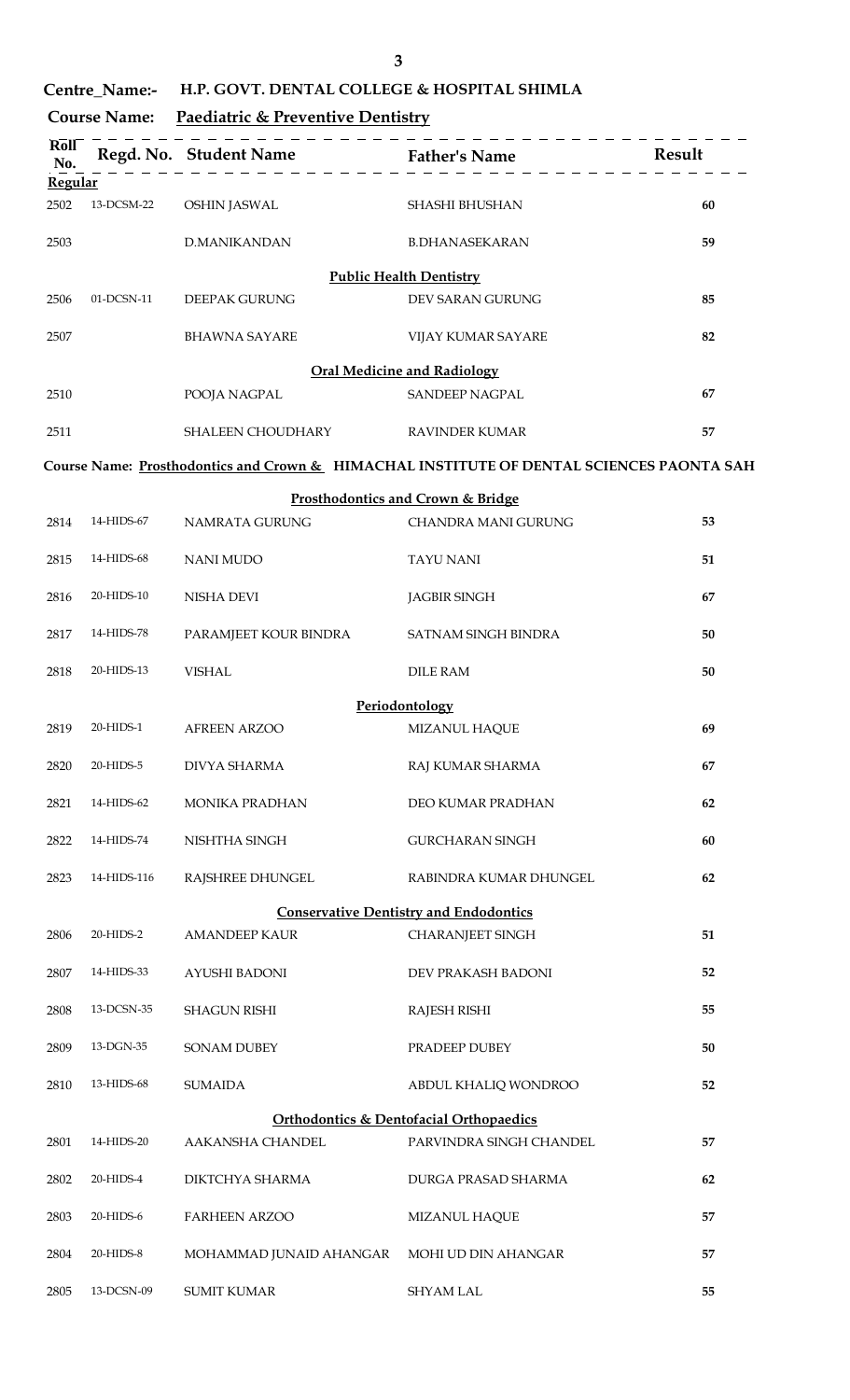**Centre_Name:-** **H.P. GOVT. DENTAL COLLEGE & HOSPITAL SHIMLA**

**Course Name:** **Paediatric & Preventive Dentistry**

| Roll No. | Regd. No. | Student Name | Father's Name | Result |
|---|---|---|---|---|
| **Regular** | | | | |
| 2502 | 13-DCSM-22 | OSHIN JASWAL | SHASHI BHUSHAN | 60 |
| 2503 | | D.MANIKANDAN | B.DHANASEKARAN | 59 |
| | | | **Public Health Dentistry** | |
| 2506 | 01-DCSN-11 | DEEPAK GURUNG | DEV SARAN GURUNG | 85 |
| 2507 | | BHAWNA SAYARE | VIJAY KUMAR SAYARE | 82 |
| | | | **Oral Medicine and Radiology** | |
| 2510 | | POOJA NAGPAL | SANDEEP NAGPAL | 67 |
| 2511 | | SHALEEN CHOUDHARY | RAVINDER KUMAR | 57 |

**Course Name: Prosthodontics and Crown &  HIMACHAL INSTITUTE OF DENTAL SCIENCES PAONTA SAH**

| Roll No. | Regd. No. | Student Name | Father's Name | Result |
|---|---|---|---|---|
| | | | **Prosthodontics and Crown & Bridge** | |
| 2814 | 14-HIDS-67 | NAMRATA GURUNG | CHANDRA MANI GURUNG | 53 |
| 2815 | 14-HIDS-68 | NANI MUDO | TAYU NANI | 51 |
| 2816 | 20-HIDS-10 | NISHA DEVI | JAGBIR SINGH | 67 |
| 2817 | 14-HIDS-78 | PARAMJEET KOUR BINDRA | SATNAM SINGH BINDRA | 50 |
| 2818 | 20-HIDS-13 | VISHAL | DILE RAM | 50 |
| | | | **Periodontology** | |
| 2819 | 20-HIDS-1 | AFREEN ARZOO | MIZANUL HAQUE | 69 |
| 2820 | 20-HIDS-5 | DIVYA SHARMA | RAJ KUMAR SHARMA | 67 |
| 2821 | 14-HIDS-62 | MONIKA PRADHAN | DEO KUMAR PRADHAN | 62 |
| 2822 | 14-HIDS-74 | NISHTHA SINGH | GURCHARAN SINGH | 60 |
| 2823 | 14-HIDS-116 | RAJSHREE DHUNGEL | RABINDRA KUMAR DHUNGEL | 62 |
| | | | **Conservative Dentistry and Endodontics** | |
| 2806 | 20-HIDS-2 | AMANDEEP KAUR | CHARANJEET SINGH | 51 |
| 2807 | 14-HIDS-33 | AYUSHI BADONI | DEV PRAKASH BADONI | 52 |
| 2808 | 13-DCSN-35 | SHAGUN RISHI | RAJESH RISHI | 55 |
| 2809 | 13-DGN-35 | SONAM DUBEY | PRADEEP DUBEY | 50 |
| 2810 | 13-HIDS-68 | SUMAIDA | ABDUL KHALIQ WONDROO | 52 |
| | | | **Orthodontics & Dentofacial Orthopaedics** | |
| 2801 | 14-HIDS-20 | AAKANSHA CHANDEL | PARVINDRA SINGH CHANDEL | 57 |
| 2802 | 20-HIDS-4 | DIKTCHYA SHARMA | DURGA PRASAD SHARMA | 62 |
| 2803 | 20-HIDS-6 | FARHEEN ARZOO | MIZANUL HAQUE | 57 |
| 2804 | 20-HIDS-8 | MOHAMMAD JUNAID AHANGAR | MOHI UD DIN AHANGAR | 57 |
| 2805 | 13-DCSN-09 | SUMIT KUMAR | SHYAM LAL | 55 |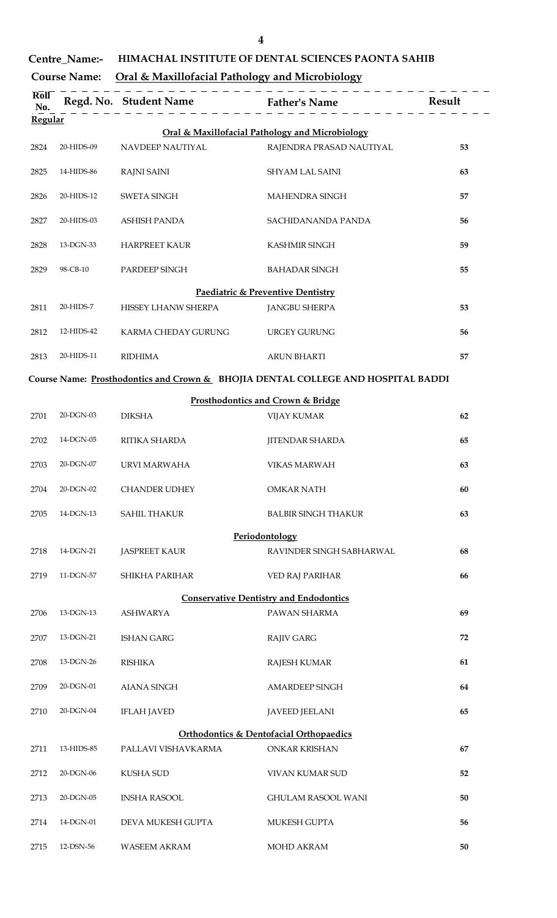**Centre_Name:-** HIMACHAL INSTITUTE OF DENTAL SCIENCES PAONTA SAHIB

**Course Name:** Oral & Maxillofacial Pathology and Microbiology

| Roll No. | Regd. No. | Student Name | Father's Name | Result |
|---|---|---|---|---|
| **Regular** | | | | |
| | | | **Oral & Maxillofacial Pathology and Microbiology** | |
| 2824 | 20-HIDS-09 | NAVDEEP NAUTIYAL | RAJENDRA PRASAD NAUTIYAL | 53 |
| 2825 | 14-HIDS-86 | RAJNI SAINI | SHYAM LAL SAINI | 63 |
| 2826 | 20-HIDS-12 | SWETA SINGH | MAHENDRA SINGH | 57 |
| 2827 | 20-HIDS-03 | ASHISH PANDA | SACHIDANANDA PANDA | 56 |
| 2828 | 13-DGN-33 | HARPREET KAUR | KASHMIR SINGH | 59 |
| 2829 | 98-CB-10 | PARDEEP SINGH | BAHADAR SINGH | 55 |
| | | | **Paediatric & Preventive Dentistry** | |
| 2811 | 20-HIDS-7 | HISSEY LHANW SHERPA | JANGBU SHERPA | 53 |
| 2812 | 12-HIDS-42 | KARMA CHEDAY GURUNG | URGEY GURUNG | 56 |
| 2813 | 20-HIDS-11 | RIDHIMA | ARUN BHARTI | 57 |

**Course Name:** Prosthodontics and Crown & BHOJIA DENTAL COLLEGE AND HOSPITAL BADDI

| Roll No. | Regd. No. | Student Name | Father's Name | Result |
|---|---|---|---|---|
| | | | **Prosthodontics and Crown & Bridge** | |
| 2701 | 20-DGN-03 | DIKSHA | VIJAY KUMAR | 62 |
| 2702 | 14-DGN-05 | RITIKA SHARDA | JITENDAR SHARDA | 65 |
| 2703 | 20-DGN-07 | URVI MARWAHA | VIKAS MARWAH | 63 |
| 2704 | 20-DGN-02 | CHANDER UDHEY | OMKAR NATH | 60 |
| 2705 | 14-DGN-13 | SAHIL THAKUR | BALBIR SINGH THAKUR | 63 |
| | | | **Periodontology** | |
| 2718 | 14-DGN-21 | JASPREET KAUR | RAVINDER SINGH SABHARWAL | 68 |
| 2719 | 11-DGN-57 | SHIKHA PARIHAR | VED RAJ PARIHAR | 66 |
| | | | **Conservative Dentistry and Endodontics** | |
| 2706 | 13-DGN-13 | ASHWARYA | PAWAN SHARMA | 69 |
| 2707 | 13-DGN-21 | ISHAN GARG | RAJIV GARG | 72 |
| 2708 | 13-DGN-26 | RISHIKA | RAJESH KUMAR | 61 |
| 2709 | 20-DGN-01 | AIANA SINGH | AMARDEEP SINGH | 64 |
| 2710 | 20-DGN-04 | IFLAH JAVED | JAVEED JEELANI | 65 |
| | | | **Orthodontics & Dentofacial Orthopaedics** | |
| 2711 | 13-HIDS-85 | PALLAVI VISHAVKARMA | ONKAR KRISHAN | 67 |
| 2712 | 20-DGN-06 | KUSHA SUD | VIVAN KUMAR SUD | 52 |
| 2713 | 20-DGN-05 | INSHA RASOOL | GHULAM RASOOL WANI | 50 |
| 2714 | 14-DGN-01 | DEVA MUKESH GUPTA | MUKESH GUPTA | 56 |
| 2715 | 12-DSN-56 | WASEEM AKRAM | MOHD AKRAM | 50 |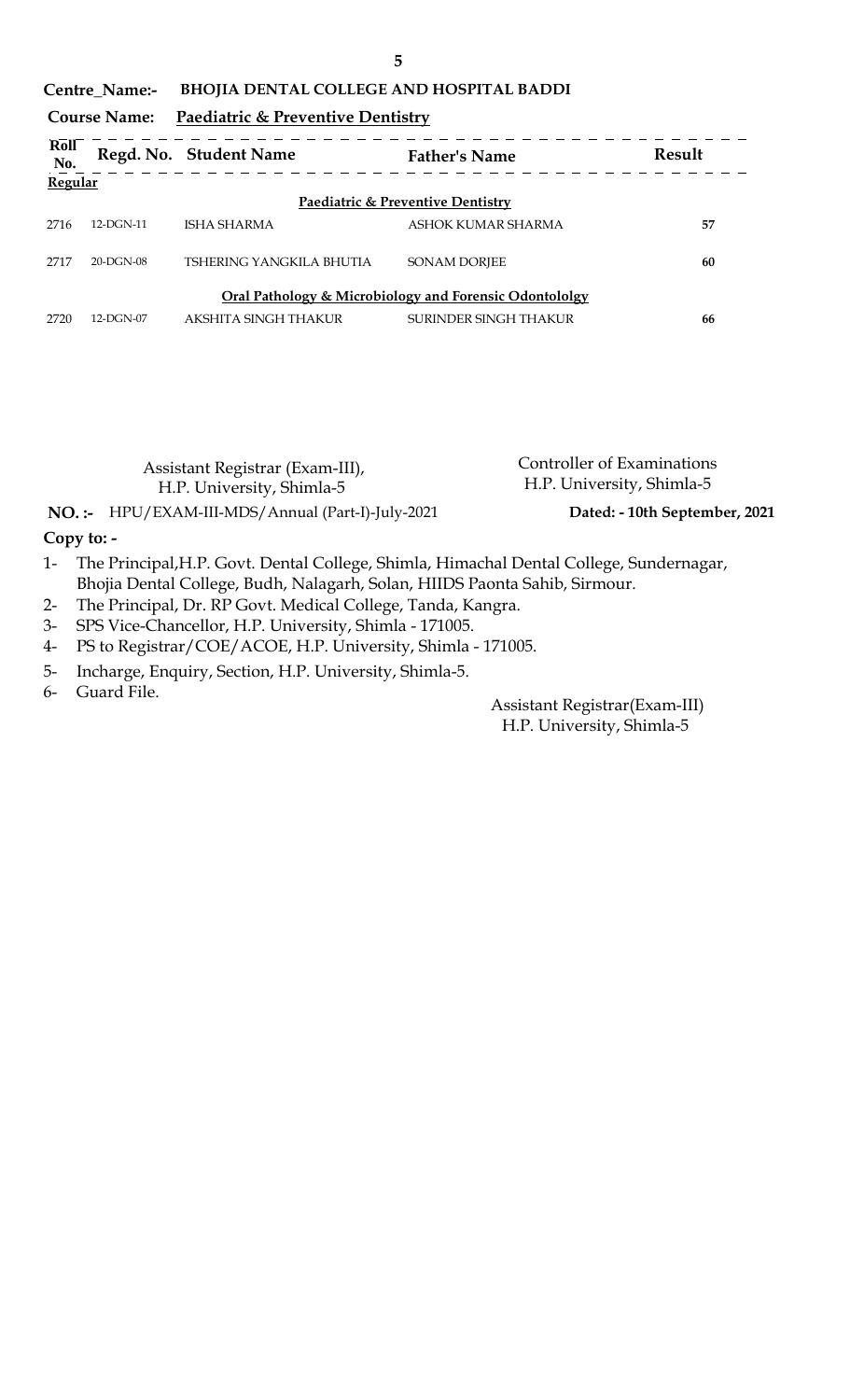**Centre_Name:-** **BHOJIA DENTAL COLLEGE AND HOSPITAL BADDI**

**Course Name:** **Paediatric & Preventive Dentistry**

| Roll No. | Regd. No. | Student Name | Father's Name | Result |
|---|---|---|---|---|
| **Regular** | | | | |
| | | **Paediatric & Preventive Dentistry** | | |
| 2716 | 12-DGN-11 | ISHA SHARMA | ASHOK KUMAR SHARMA | **57** |
| 2717 | 20-DGN-08 | TSHERING YANGKILA BHUTIA | SONAM DORJEE | **60** |
| | | **Oral Pathology & Microbiology and Forensic Odontololgy** | | |
| 2720 | 12-DGN-07 | AKSHITA SINGH THAKUR | SURINDER SINGH THAKUR | **66** |

Assistant Registrar (Exam-III),
H.P. University, Shimla-5

Controller of Examinations
H.P. University, Shimla-5

**NO. :-** HPU/EXAM-III-MDS/Annual (Part-I)-July-2021 **Dated: - 10th September, 2021**

**Copy to: -**

1- The Principal,H.P. Govt. Dental College, Shimla, Himachal Dental College, Sundernagar, Bhojia Dental College, Budh, Nalagarh, Solan, HIIDS Paonta Sahib, Sirmour.
2- The Principal, Dr. RP Govt. Medical College, Tanda, Kangra.
3- SPS Vice-Chancellor, H.P. University, Shimla - 171005.
4- PS to Registrar/COE/ACOE, H.P. University, Shimla - 171005.
5- Incharge, Enquiry, Section, H.P. University, Shimla-5.
6- Guard File.

Assistant Registrar(Exam-III)
H.P. University, Shimla-5